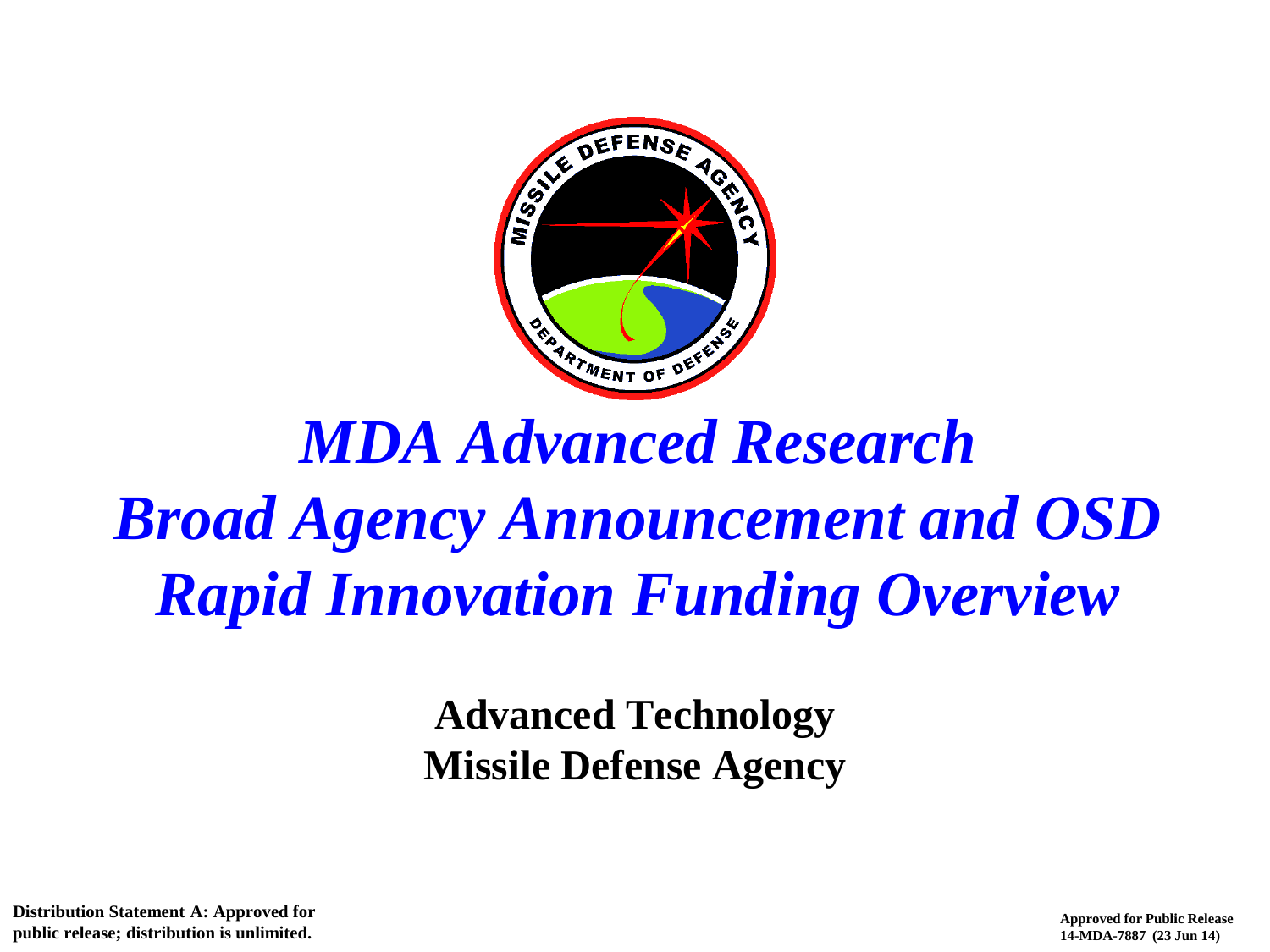# *MDA Advanced Research Broad Agency Announcement and OSD Rapid Innovation Funding Overview*

**Advanced Technology**
**Missile Defense Agency**

**Distribution Statement A: Approved for public release; distribution is unlimited.**

**Approved for Public Release**
**14-MDA-7887 (23 Jun 14)**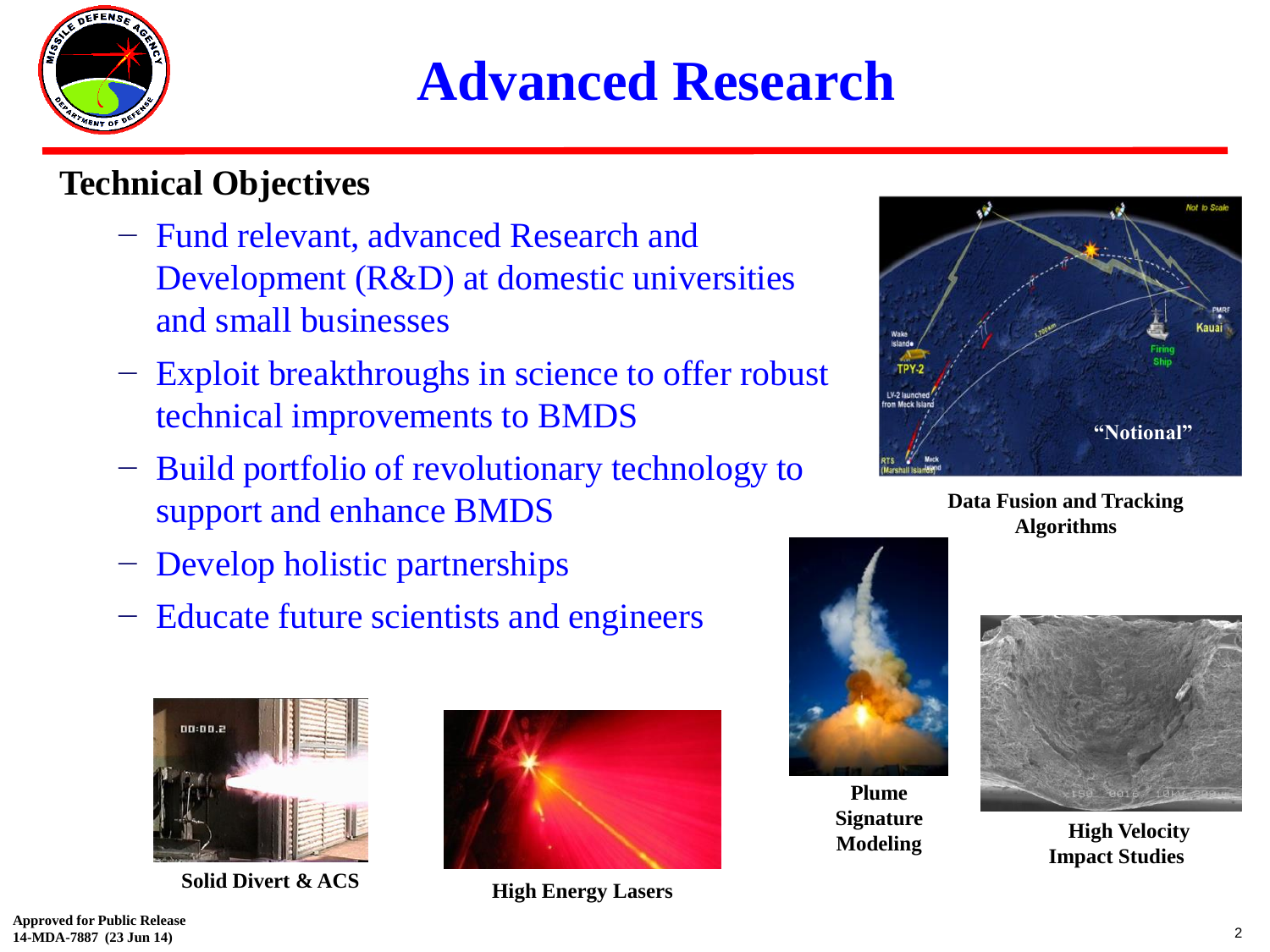# Advanced Research

**Technical Objectives**

- Fund relevant, advanced Research and Development (R&D) at domestic universities and small businesses
- Exploit breakthroughs in science to offer robust technical improvements to BMDS
- Build portfolio of revolutionary technology to support and enhance BMDS
- Develop holistic partnerships
- Educate future scientists and engineers

**Data Fusion and Tracking Algorithms**

**Plume Signature Modeling**

**High Velocity Impact Studies**

**Solid Divert & ACS**

**High Energy Lasers**

**Approved for Public Release**
**14-MDA-7887 (23 Jun 14)**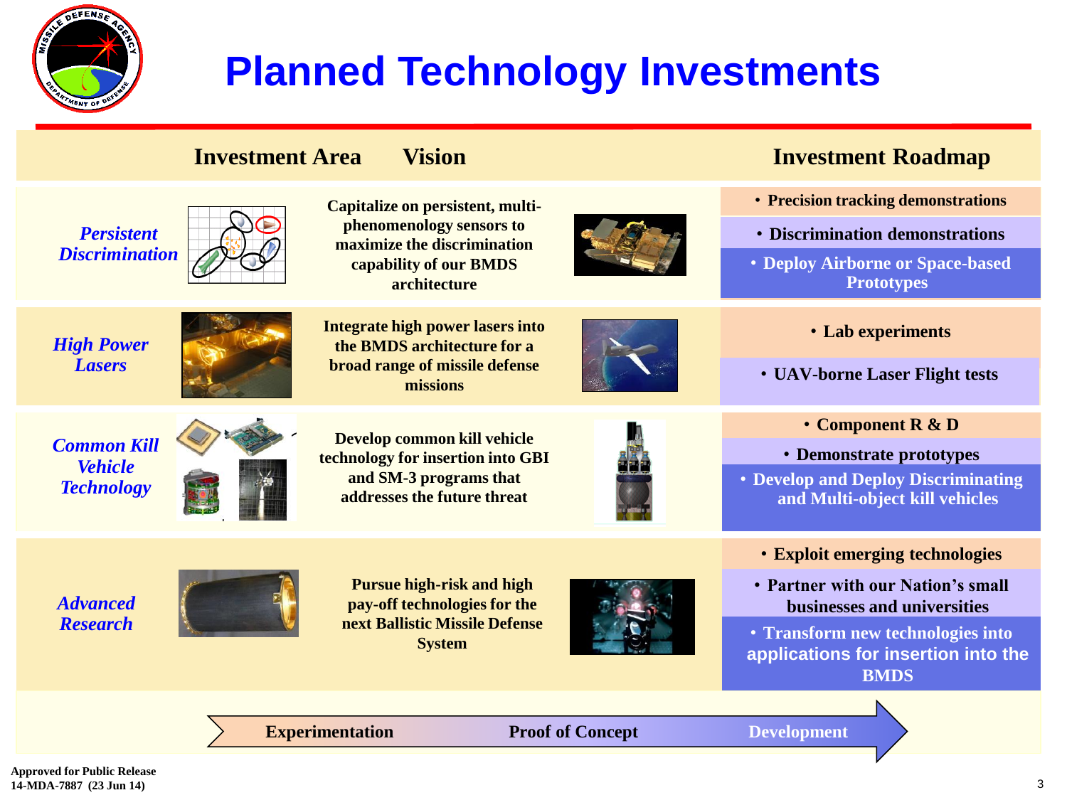# Planned Technology Investments

| Investment Area | Vision | Investment Roadmap |
| --- | --- | --- |
| *Persistent Discrimination* | Capitalize on persistent, multi-phenomenology sensors to maximize the discrimination capability of our BMDS architecture | • Precision tracking demonstrations<br>• Discrimination demonstrations<br>• Deploy Airborne or Space-based Prototypes |
| *High Power Lasers* | Integrate high power lasers into the BMDS architecture for a broad range of missile defense missions | • Lab experiments<br>• UAV-borne Laser Flight tests |
| *Common Kill Vehicle Technology* | Develop common kill vehicle technology for insertion into GBI and SM-3 programs that addresses the future threat | • Component R & D<br>• Demonstrate prototypes<br>• Develop and Deploy Discriminating and Multi-object kill vehicles |
| *Advanced Research* | Pursue high-risk and high pay-off technologies for the next Ballistic Missile Defense System | • Exploit emerging technologies<br>• Partner with our Nation's small businesses and universities<br>• Transform new technologies into applications for insertion into the BMDS |

**Experimentation → Proof of Concept → Development**

**Approved for Public Release**
**14-MDA-7887 (23 Jun 14)**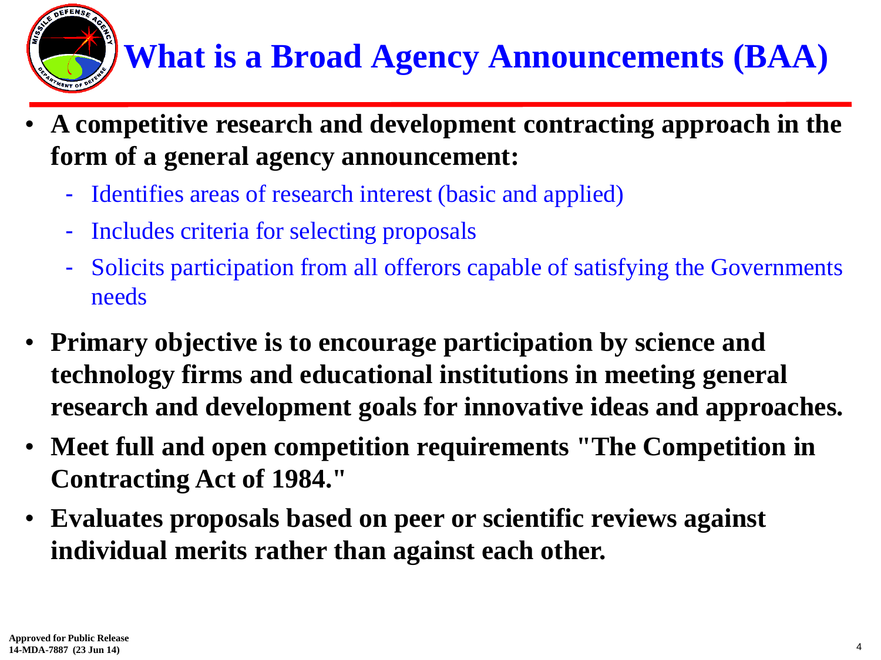# What is a Broad Agency Announcements (BAA)

- **A competitive research and development contracting approach in the form of a general agency announcement:**
  - Identifies areas of research interest (basic and applied)
  - Includes criteria for selecting proposals
  - Solicits participation from all offerors capable of satisfying the Governments needs
- **Primary objective is to encourage participation by science and technology firms and educational institutions in meeting general research and development goals for innovative ideas and approaches.**
- **Meet full and open competition requirements "The Competition in Contracting Act of 1984."**
- **Evaluates proposals based on peer or scientific reviews against individual merits rather than against each other.**

**Approved for Public Release**
**14-MDA-7887 (23 Jun 14)**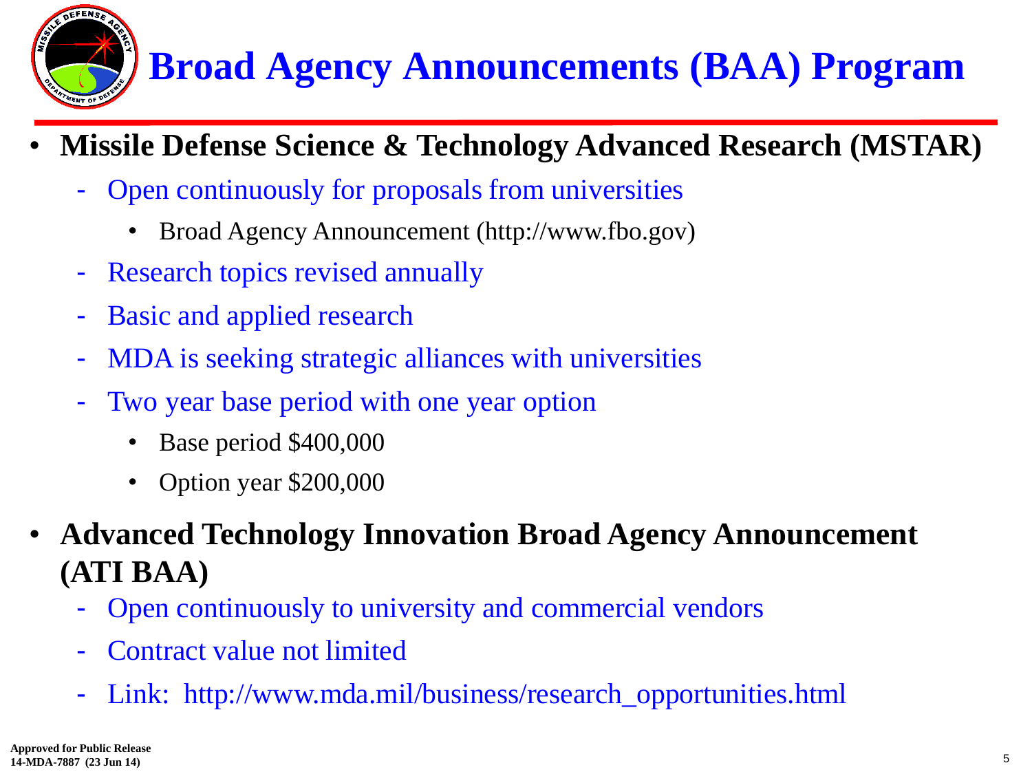# Broad Agency Announcements (BAA) Program

- **Missile Defense Science & Technology Advanced Research (MSTAR)**
  - Open continuously for proposals from universities
    - Broad Agency Announcement (http://www.fbo.gov)
  - Research topics revised annually
  - Basic and applied research
  - MDA is seeking strategic alliances with universities
  - Two year base period with one year option
    - Base period $400,000
    - Option year $200,000
- **Advanced Technology Innovation Broad Agency Announcement (ATI BAA)**
  - Open continuously to university and commercial vendors
  - Contract value not limited
  - Link: http://www.mda.mil/business/research_opportunities.html

**Approved for Public Release**
**14-MDA-7887 (23 Jun 14)**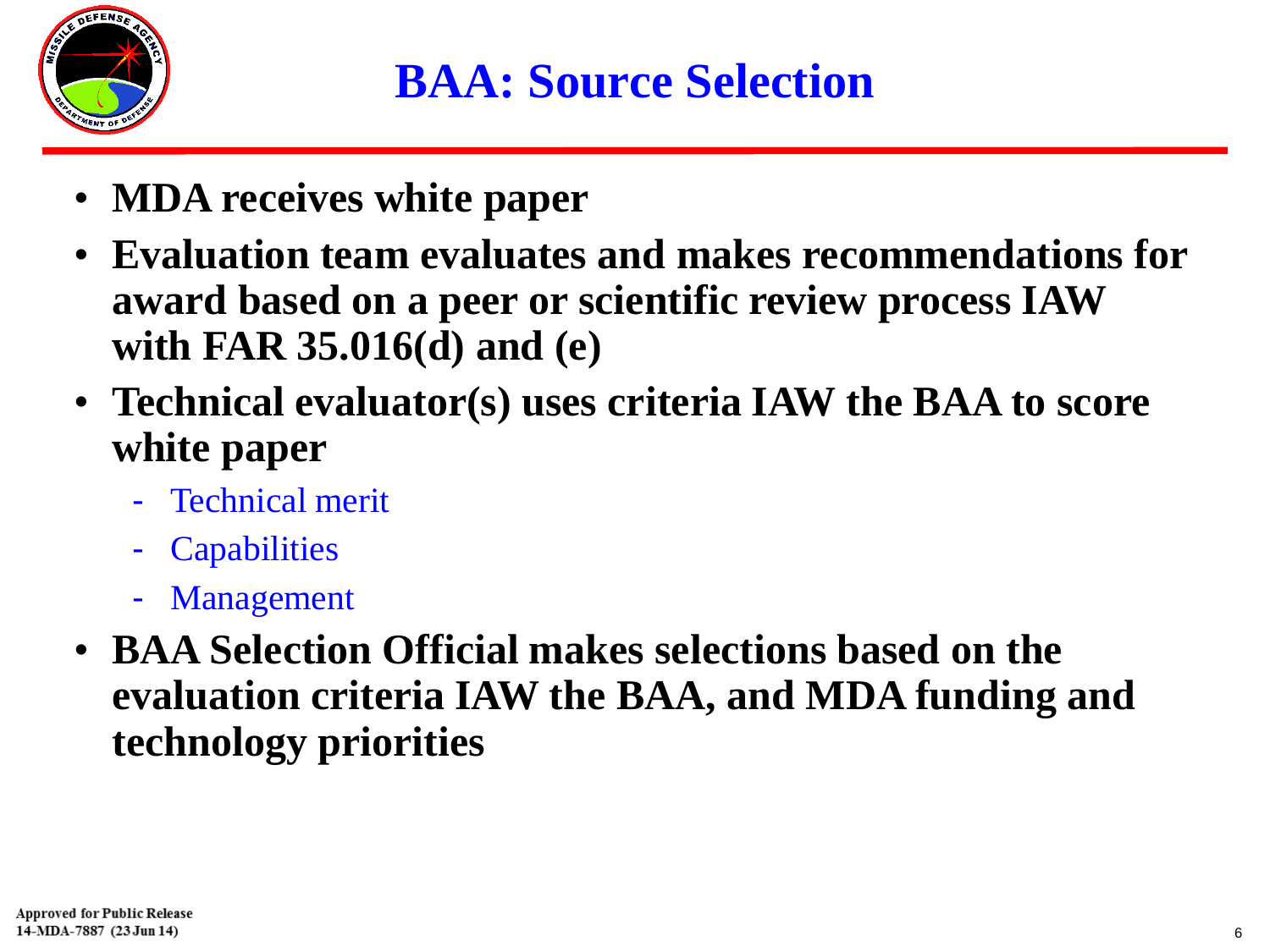# BAA: Source Selection

- **MDA receives white paper**
- **Evaluation team evaluates and makes recommendations for award based on a peer or scientific review process IAW with FAR 35.016(d) and (e)**
- **Technical evaluator(s) uses criteria IAW the BAA to score white paper**
  - Technical merit
  - Capabilities
  - Management
- **BAA Selection Official makes selections based on the evaluation criteria IAW the BAA, and MDA funding and technology priorities**

**Approved for Public Release**
**14-MDA-7887 (23 Jun 14)**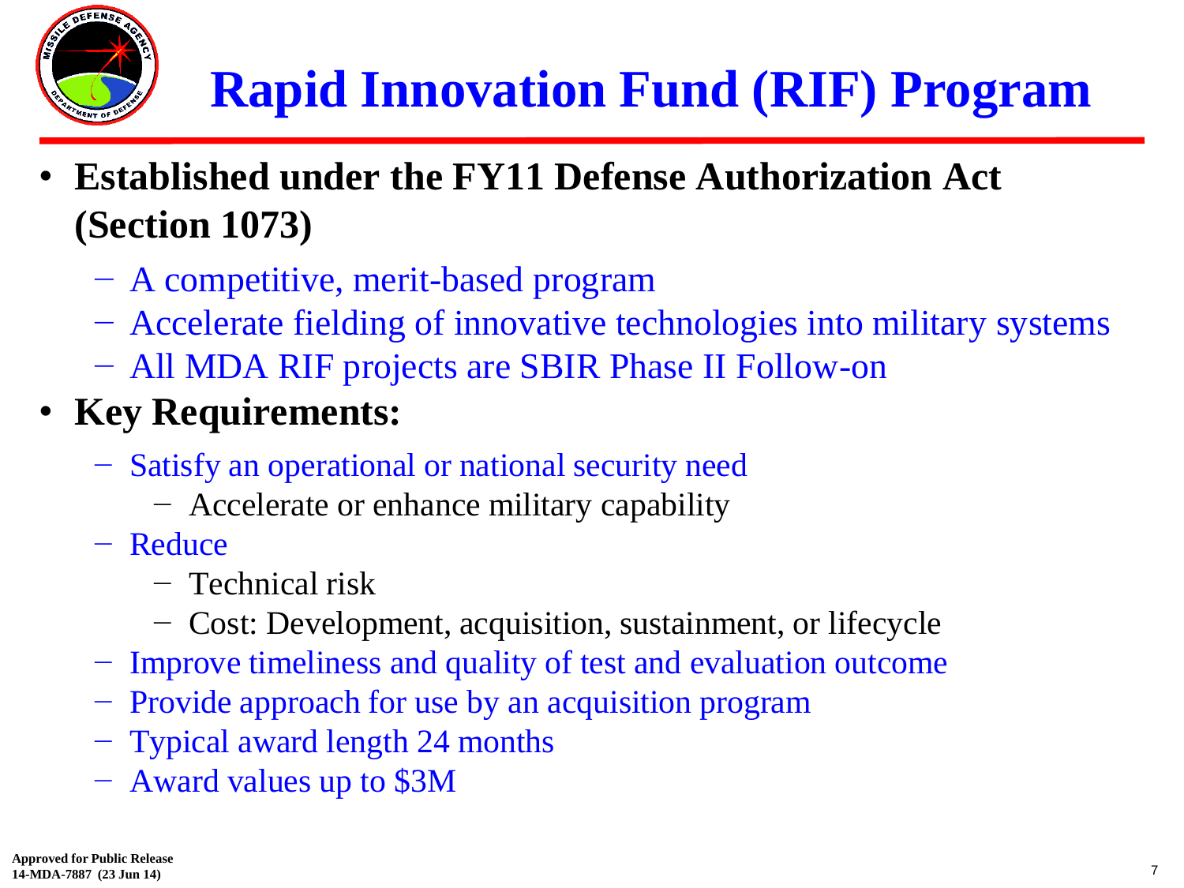# Rapid Innovation Fund (RIF) Program

- **Established under the FY11 Defense Authorization Act (Section 1073)**
  - A competitive, merit-based program
  - Accelerate fielding of innovative technologies into military systems
  - All MDA RIF projects are SBIR Phase II Follow-on
- **Key Requirements:**
  - Satisfy an operational or national security need
    - Accelerate or enhance military capability
  - Reduce
    - Technical risk
    - Cost: Development, acquisition, sustainment, or lifecycle
  - Improve timeliness and quality of test and evaluation outcome
  - Provide approach for use by an acquisition program
  - Typical award length 24 months
  - Award values up to $3M

**Approved for Public Release**
**14-MDA-7887 (23 Jun 14)**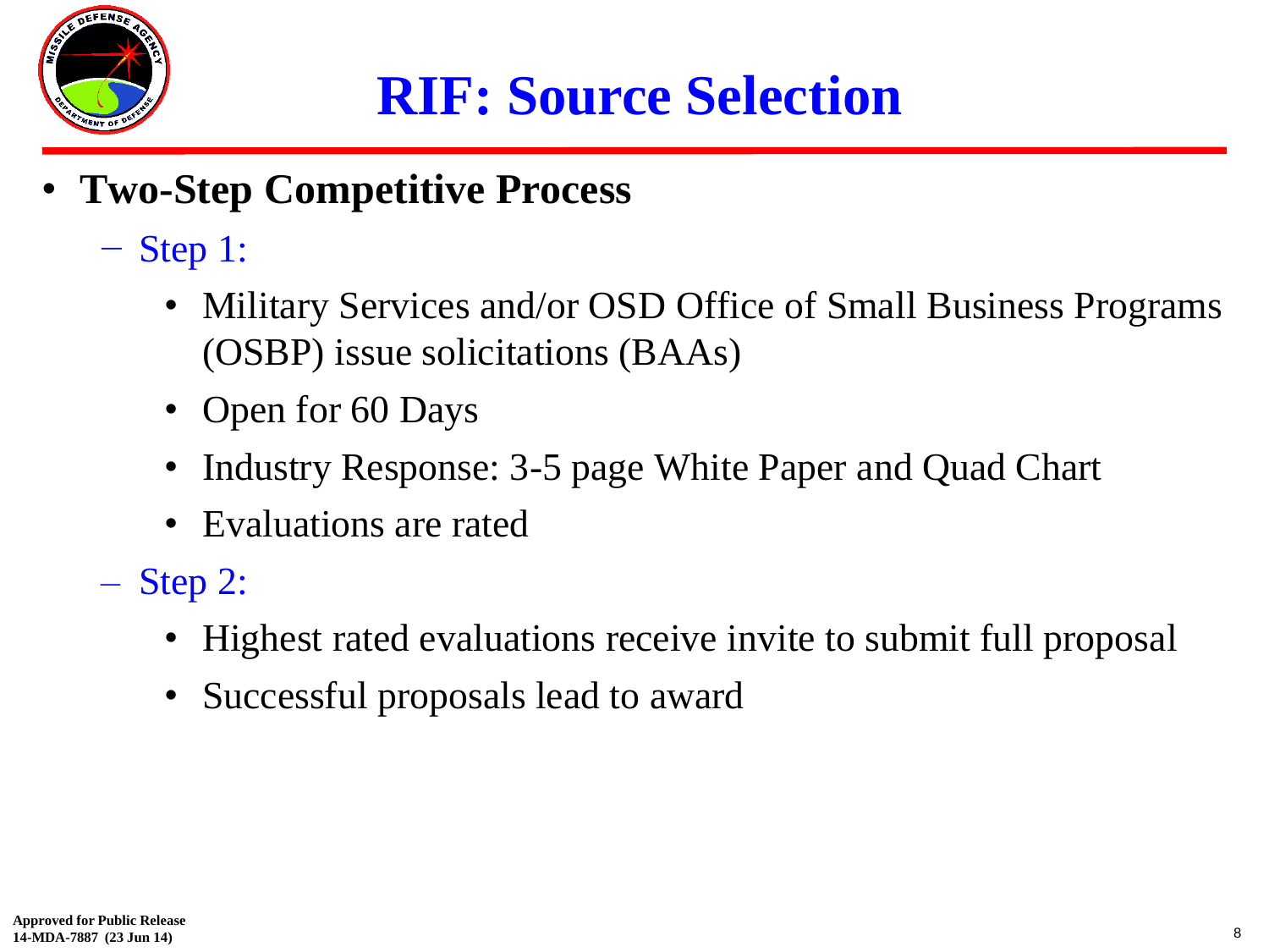# RIF: Source Selection

- **Two-Step Competitive Process**
  - Step 1:
    - Military Services and/or OSD Office of Small Business Programs (OSBP) issue solicitations (BAAs)
    - Open for 60 Days
    - Industry Response: 3-5 page White Paper and Quad Chart
    - Evaluations are rated
  - Step 2:
    - Highest rated evaluations receive invite to submit full proposal
    - Successful proposals lead to award

**Approved for Public Release**
**14-MDA-7887 (23 Jun 14)**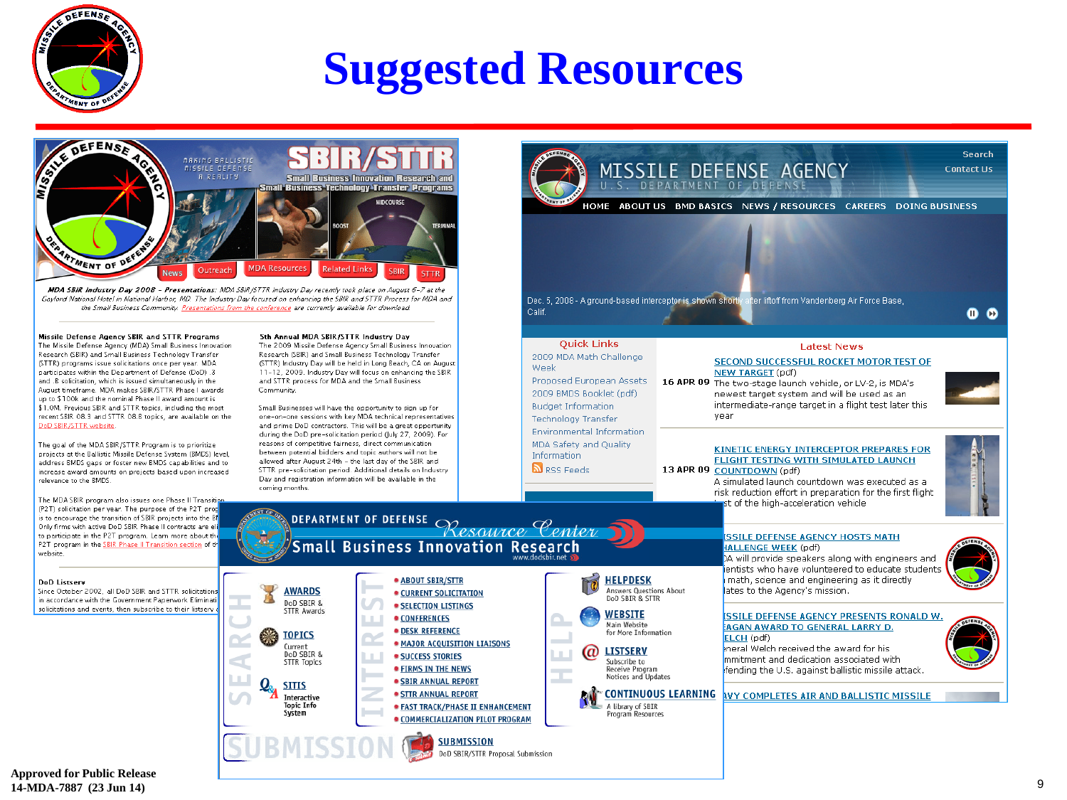# Suggested Resources

**MDA SBIR Industry Day 2008 – Presentations:** MDA SBIR/STTR Industry Day recently took place on August 6–7 at the Gaylord National Hotel in National Harbor, MD. The Industry Day focused on enhancing the SBIR and STTR Process for MDA and the Small Business Community. Presentations from the conference are currently available for download.

**Missile Defense Agency SBIR and STTR Programs**

The Missile Defense Agency (MDA) Small Business Innovation Research (SBIR) and Small Business Technology Transfer (STTR) programs issue solicitations once per year. MDA participates within the Department of Defense (DoD) .3 and .8 solicitation, which is issued simultaneously in the August timeframe. MDA makes SBIR/STTR Phase I awards up to $100k and the nominal Phase II award amount is $1.0M. Previous SBIR and STTR topics, including the most recent SBIR 08.3 and STTR 08.B topics, are available on the DoD SBIR/STTR website.

The goal of the MDA SBIR/STTR Program is to prioritize projects at the Ballistic Missile Defense System (BMDS) level, address BMDS gaps or foster new BMDS capabilities and to increase award amounts on projects based upon increased relevance to the BMDS.

**5th Annual MDA SBIR/STTR Industry Day**

The 2009 Missile Defense Agency Small Business Innovation Research (SBIR) and Small Business Technology Transfer (STTR) Industry Day will be held in Long Beach, CA on August 11–12, 2009. Industry Day will focus on enhancing the SBIR and STTR process for MDA and the Small Business Community.

Small Businesses will have the opportunity to sign up for one-on-one sessions with key MDA technical representatives and prime DoD contractors. This will be a great opportunity during the DoD pre-solicitation period (July 27, 2009). For reasons of competitive fairness, direct communication between potential bidders and topic authors will not be allowed after August 24th – the last day of the SBIR and STTR pre-solicitation period. Additional details on Industry Day and registration information will be available in the coming months.

**MISSILE DEFENSE AGENCY** — U.S. DEPARTMENT OF DEFENSE

HOME | ABOUT US | BMD BASICS | NEWS / RESOURCES | CAREERS | DOING BUSINESS

Dec. 5, 2008 - A ground-based interceptor is shown shortly after liftoff from Vandenberg Air Force Base, Calif.

**Quick Links**
- 2009 MDA Math Challenge Week
- Proposed European Assets
- 2009 BMDS Booklet (pdf)
- Budget Information
- Technology Transfer
- Environmental Information
- MDA Safety and Quality Information
- RSS Feeds

**Latest News**

16 APR 09 — SECOND SUCCESSFUL ROCKET MOTOR TEST OF NEW TARGET (pdf)
The two-stage launch vehicle, or LV-2, is MDA's newest target system and will be used as an intermediate-range target in a flight test later this year

13 APR 09 — KINETIC ENERGY INTERCEPTOR PREPARES FOR FLIGHT TESTING WITH SIMULATED LAUNCH COUNTDOWN (pdf)
A simulated launch countdown was executed as a risk reduction effort in preparation for the first flight test of the high-acceleration vehicle

**DEPARTMENT OF DEFENSE Resource Center — Small Business Innovation Research** (www.dodsbir.net)

SEARCH
- AWARDS — DoD SBIR & STTR Awards
- TOPICS — Current DoD SBIR & STTR Topics
- SITIS — Interactive Topic Info System

INTEREST
- ABOUT SBIR/STTR
- CURRENT SOLICITATION
- SELECTION LISTINGS
- CONFERENCES
- DESK REFERENCE
- MAJOR ACQUISITION LIAISONS
- SUCCESS STORIES
- FIRMS IN THE NEWS
- SBIR ANNUAL REPORT
- STTR ANNUAL REPORT
- FAST TRACK/PHASE II ENHANCEMENT
- COMMERCIALIZATION PILOT PROGRAM

HELP
- HELPDESK — Answers Questions About DoD SBIR & STTR
- WEBSITE — Main Website for More Information
- LISTSERV — Subscribe to Receive Program Notices and Updates
- CONTINUOUS LEARNING — A library of SBIR Program Resources

SUBMISSION
- SUBMISSION — DoD SBIR/STTR Proposal Submission

Approved for Public Release
14-MDA-7887 (23 Jun 14)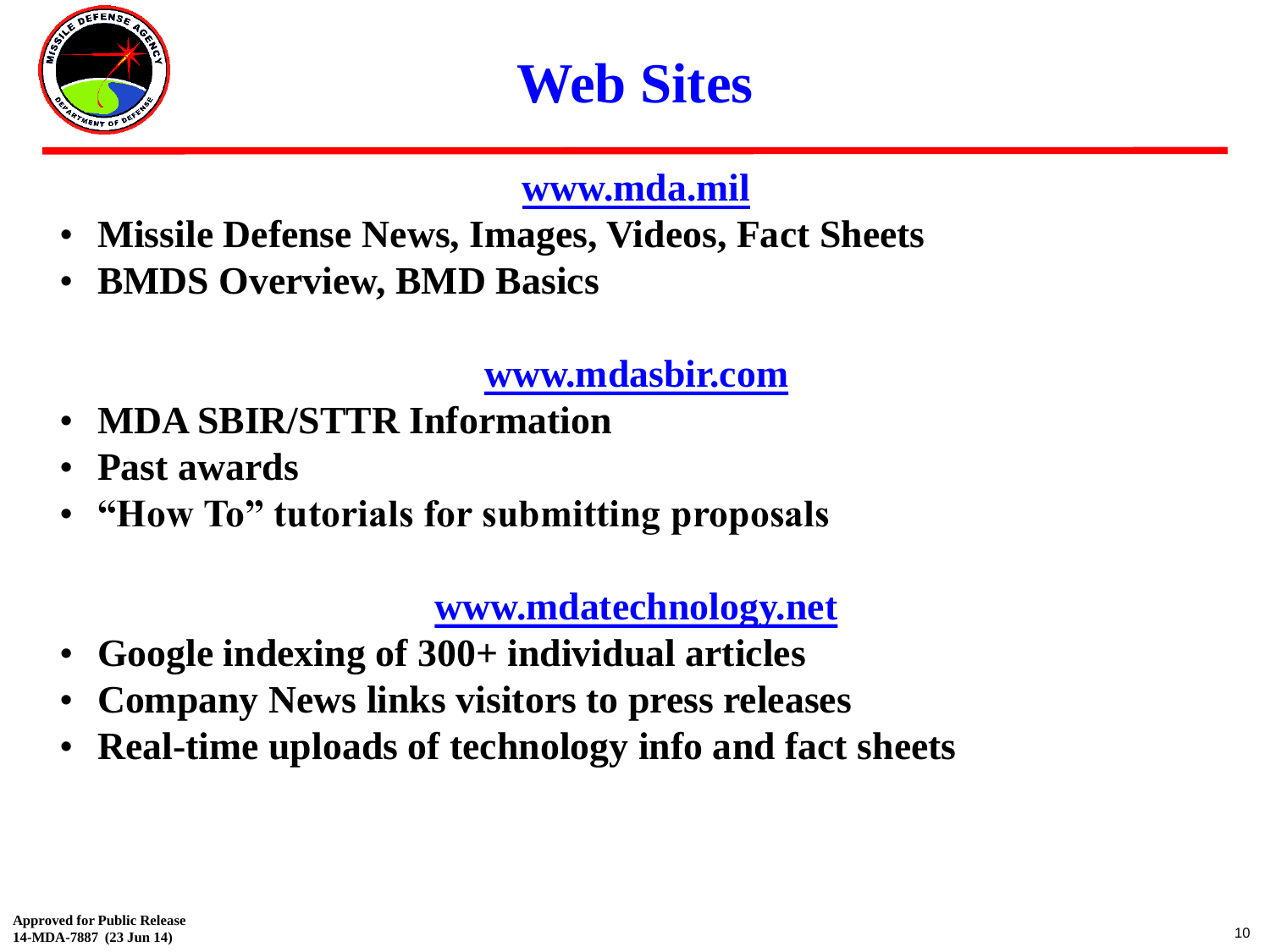# Web Sites

## www.mda.mil

- **Missile Defense News, Images, Videos, Fact Sheets**
- **BMDS Overview, BMD Basics**

## www.mdasbir.com

- **MDA SBIR/STTR Information**
- **Past awards**
- **"How To" tutorials for submitting proposals**

## www.mdatechnology.net

- **Google indexing of 300+ individual articles**
- **Company News links visitors to press releases**
- **Real-time uploads of technology info and fact sheets**

**Approved for Public Release**
**14-MDA-7887 (23 Jun 14)**